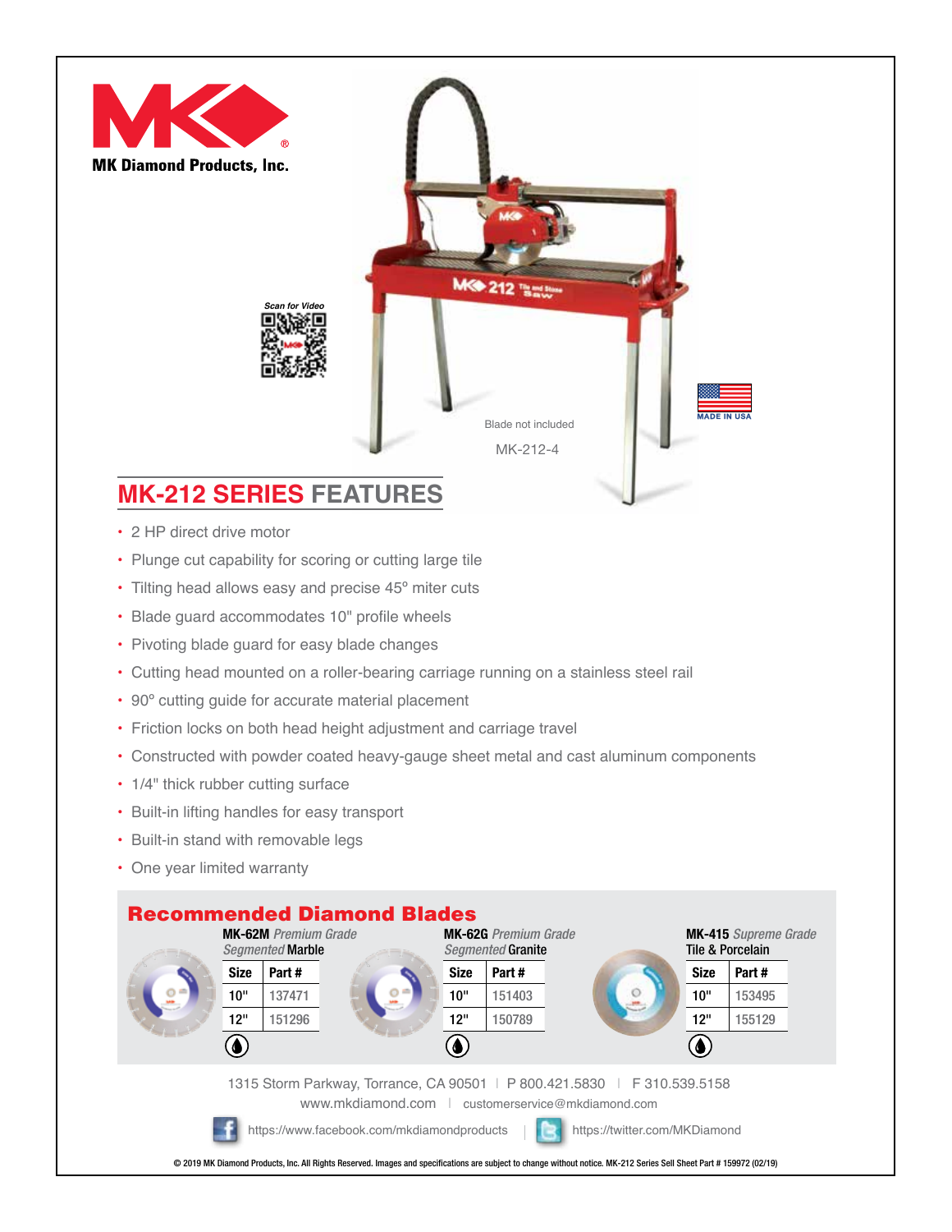MK Diamond Products, Inc.

Scan for Video

Blade not included

MK-212-4

MADE IN USA

## MK-212 SERIES FEATURES

- 2 HP direct drive motor
- Plunge cut capability for scoring or cutting large tile
- Tilting head allows easy and precise 45º miter cuts
- Blade guard accommodates 10" profile wheels
- Pivoting blade guard for easy blade changes
- Cutting head mounted on a roller-bearing carriage running on a stainless steel rail
- 90º cutting guide for accurate material placement
- Friction locks on both head height adjustment and carriage travel
- Constructed with powder coated heavy-gauge sheet metal and cast aluminum components
- 1/4" thick rubber cutting surface
- Built-in lifting handles for easy transport
- Built-in stand with removable legs
- One year limited warranty

## Recommended Diamond Blades

**MK-62M** *Premium Grade Segmented* **Marble**

| Size | Part # |
|---|---|
| 10" | 137471 |
| 12" | 151296 |

**MK-62G** *Premium Grade Segmented* **Granite**

| Size | Part # |
|---|---|
| 10" | 151403 |
| 12" | 150789 |

**MK-415** *Supreme Grade* **Tile & Porcelain**

| Size | Part # |
|---|---|
| 10" | 153495 |
| 12" | 155129 |

1315 Storm Parkway, Torrance, CA 90501 | P 800.421.5830 | F 310.539.5158

www.mkdiamond.com | customerservice@mkdiamond.com

https://www.facebook.com/mkdiamondproducts | https://twitter.com/MKDiamond

© 2019 MK Diamond Products, Inc. All Rights Reserved. Images and specifications are subject to change without notice. MK-212 Series Sell Sheet Part # 159972 (02/19)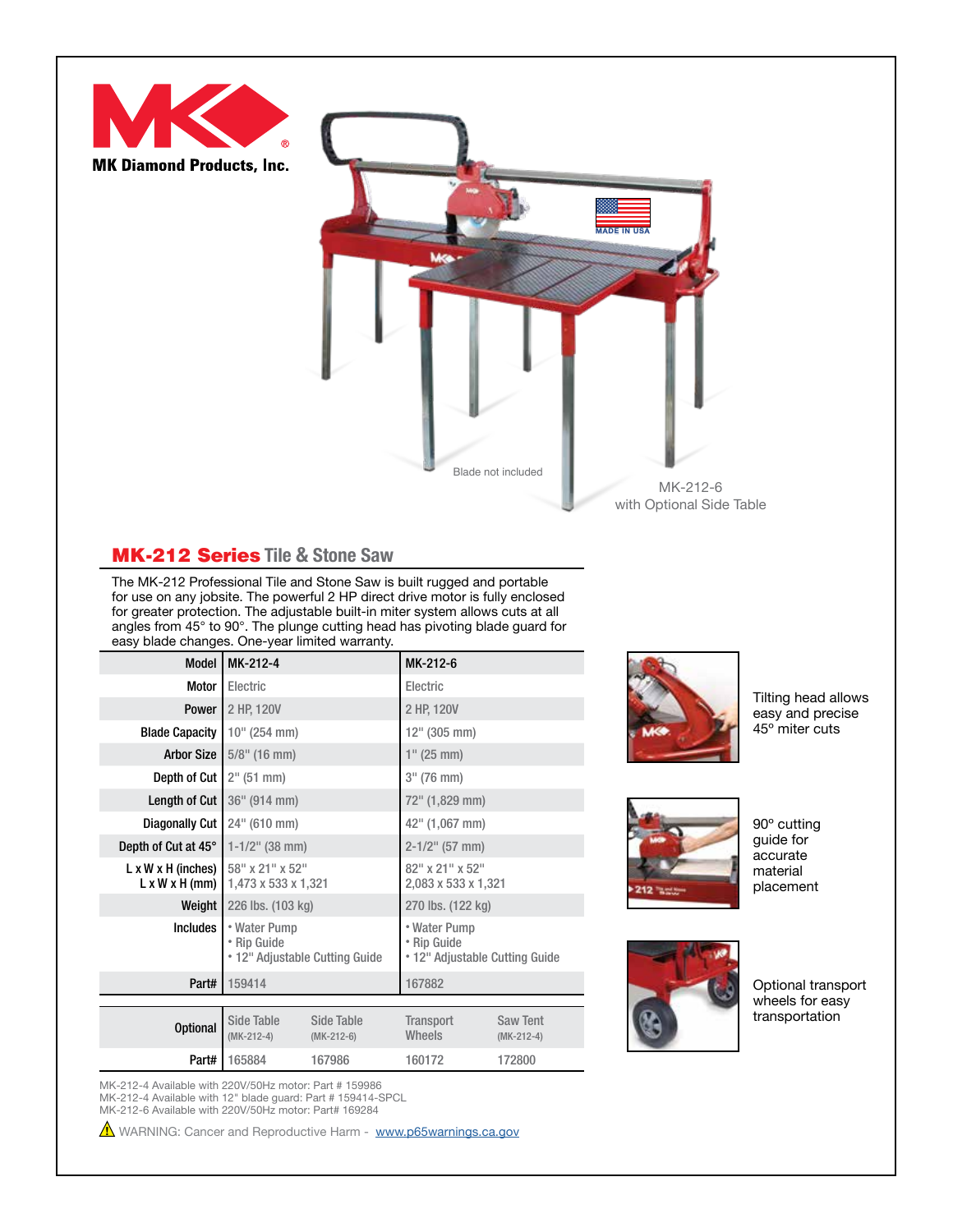MK Diamond Products, Inc.

MADE IN USA

Blade not included

MK-212-6
with Optional Side Table

## MK-212 Series Tile & Stone Saw

The MK-212 Professional Tile and Stone Saw is built rugged and portable for use on any jobsite. The powerful 2 HP direct drive motor is fully enclosed for greater protection. The adjustable built-in miter system allows cuts at all angles from 45° to 90°. The plunge cutting head has pivoting blade guard for easy blade changes. One-year limited warranty.

| Model | MK-212-4 | MK-212-6 |
|---|---|---|
| Motor | Electric | Electric |
| Power | 2 HP, 120V | 2 HP, 120V |
| Blade Capacity | 10" (254 mm) | 12" (305 mm) |
| Arbor Size | 5/8" (16 mm) | 1" (25 mm) |
| Depth of Cut | 2" (51 mm) | 3" (76 mm) |
| Length of Cut | 36" (914 mm) | 72" (1,829 mm) |
| Diagonally Cut | 24" (610 mm) | 42" (1,067 mm) |
| Depth of Cut at 45° | 1-1/2" (38 mm) | 2-1/2" (57 mm) |
| L x W x H (inches)<br>L x W x H (mm) | 58" x 21" x 52"<br>1,473 x 533 x 1,321 | 82" x 21" x 52"<br>2,083 x 533 x 1,321 |
| Weight | 226 lbs. (103 kg) | 270 lbs. (122 kg) |
| Includes | • Water Pump<br>• Rip Guide<br>• 12" Adjustable Cutting Guide | • Water Pump<br>• Rip Guide<br>• 12" Adjustable Cutting Guide |
| Part# | 159414 | 167882 |

| Optional | Side Table (MK-212-4) | Side Table (MK-212-6) | Transport Wheels | Saw Tent (MK-212-4) |
|---|---|---|---|---|
| Part# | 165884 | 167986 | 160172 | 172800 |

MK-212-4 Available with 220V/50Hz motor: Part # 159986
MK-212-4 Available with 12" blade guard: Part # 159414-SPCL
MK-212-6 Available with 220V/50Hz motor: Part# 169284

⚠ WARNING: Cancer and Reproductive Harm - www.p65warnings.ca.gov

Tilting head allows easy and precise 45° miter cuts

90° cutting guide for accurate material placement

Optional transport wheels for easy transportation